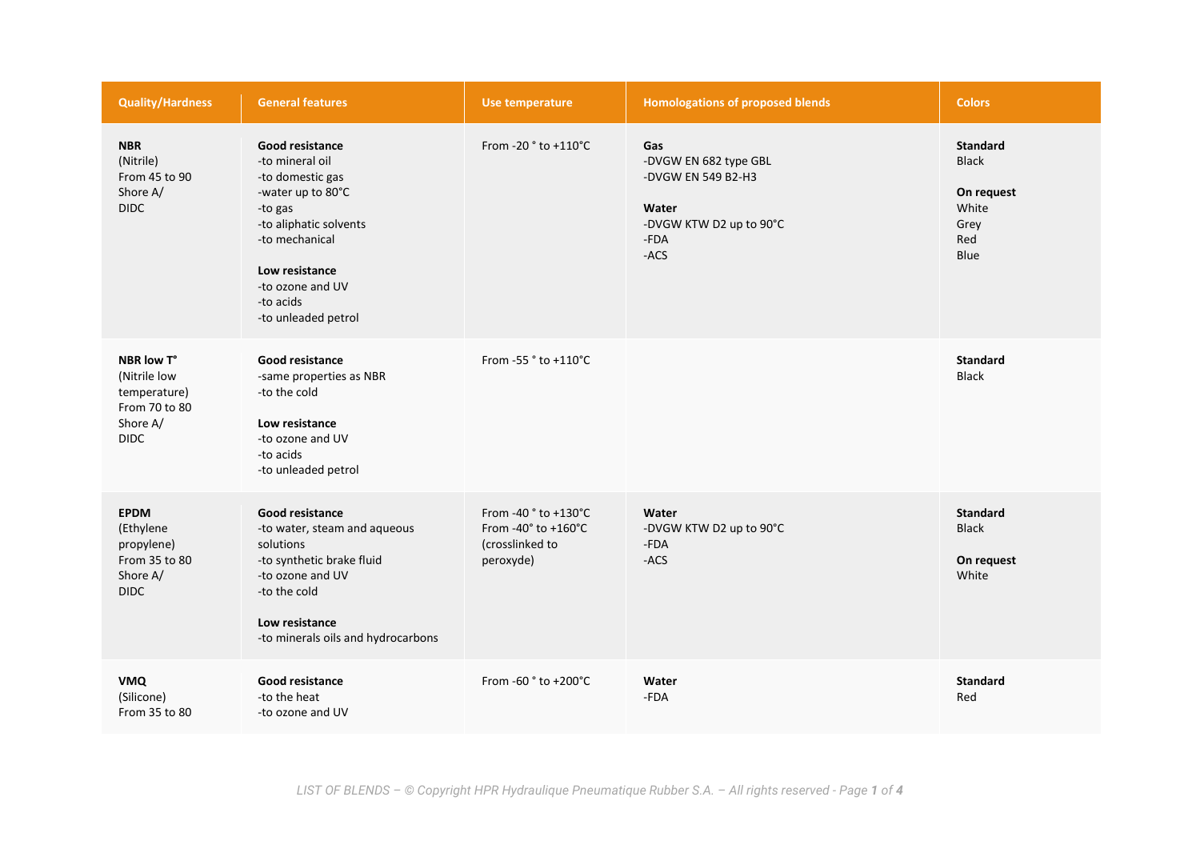| Quality/Hardness | General features | Use temperature | Homologations of proposed blends | Colors |
|---|---|---|---|---|
| **NBR**<br>(Nitrile)<br>From 45 to 90<br>Shore A/<br>DIDC | **Good resistance**<br>-to mineral oil<br>-to domestic gas<br>-water up to 80°C<br>-to gas<br>-to aliphatic solvents<br>-to mechanical<br><br>**Low resistance**<br>-to ozone and UV<br>-to acids<br>-to unleaded petrol | From -20 ° to +110°C | **Gas**<br>-DVGW EN 682 type GBL<br>-DVGW EN 549 B2-H3<br><br>**Water**<br>-DVGW KTW D2 up to 90°C<br>-FDA<br>-ACS | **Standard**<br>Black<br><br>**On request**<br>White<br>Grey<br>Red<br>Blue |
| **NBR low T°**<br>(Nitrile low temperature)<br>From 70 to 80<br>Shore A/<br>DIDC | **Good resistance**<br>-same properties as NBR<br>-to the cold<br><br>**Low resistance**<br>-to ozone and UV<br>-to acids<br>-to unleaded petrol | From -55 ° to +110°C | | **Standard**<br>Black |
| **EPDM**<br>(Ethylene propylene)<br>From 35 to 80<br>Shore A/<br>DIDC | **Good resistance**<br>-to water, steam and aqueous solutions<br>-to synthetic brake fluid<br>-to ozone and UV<br>-to the cold<br><br>**Low resistance**<br>-to minerals oils and hydrocarbons | From -40 ° to +130°C<br>From -40° to +160°C (crosslinked to peroxyde) | **Water**<br>-DVGW KTW D2 up to 90°C<br>-FDA<br>-ACS | **Standard**<br>Black<br><br>**On request**<br>White |
| **VMQ**<br>(Silicone)<br>From 35 to 80 | **Good resistance**<br>-to the heat<br>-to ozone and UV | From -60 ° to +200°C | **Water**<br>-FDA | **Standard**<br>Red |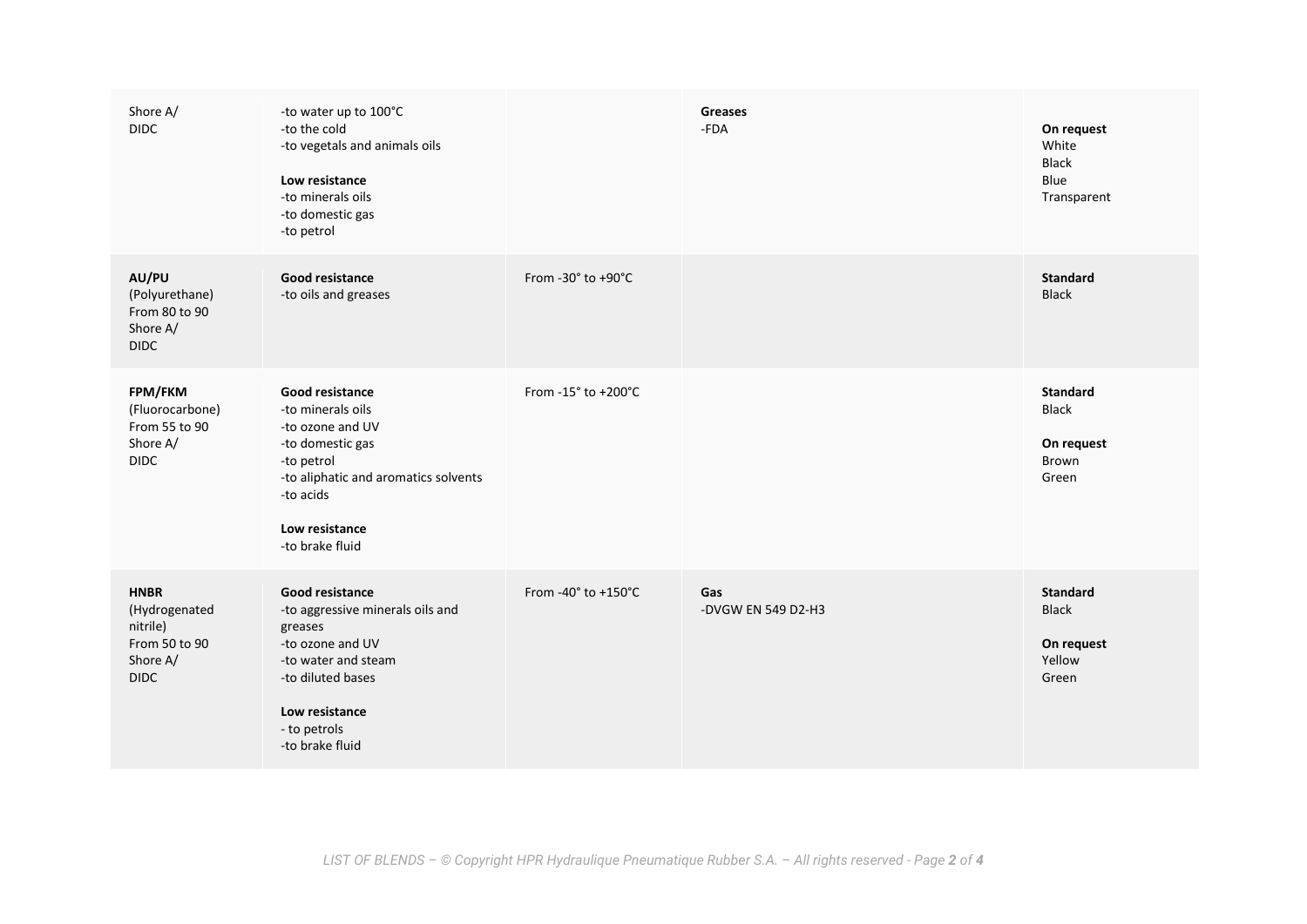| | | | | |
|---|---|---|---|---|
| Shore A/<br>DIDC | -to water up to 100°C<br>-to the cold<br>-to vegetals and animals oils<br><br>**Low resistance**<br>-to minerals oils<br>-to domestic gas<br>-to petrol | | **Greases**<br>-FDA | **On request**<br>White<br>Black<br>Blue<br>Transparent |
| **AU/PU**<br>(Polyurethane)<br>From 80 to 90<br>Shore A/<br>DIDC | **Good resistance**<br>-to oils and greases | From -30° to +90°C | | **Standard**<br>Black |
| **FPM/FKM**<br>(Fluorocarbone)<br>From 55 to 90<br>Shore A/<br>DIDC | **Good resistance**<br>-to minerals oils<br>-to ozone and UV<br>-to domestic gas<br>-to petrol<br>-to aliphatic and aromatics solvents<br>-to acids<br><br>**Low resistance**<br>-to brake fluid | From -15° to +200°C | | **Standard**<br>Black<br><br>**On request**<br>Brown<br>Green |
| **HNBR**<br>(Hydrogenated nitrile)<br>From 50 to 90<br>Shore A/<br>DIDC | **Good resistance**<br>-to aggressive minerals oils and greases<br>-to ozone and UV<br>-to water and steam<br>-to diluted bases<br><br>**Low resistance**<br>- to petrols<br>-to brake fluid | From -40° to +150°C | **Gas**<br>-DVGW EN 549 D2-H3 | **Standard**<br>Black<br><br>**On request**<br>Yellow<br>Green |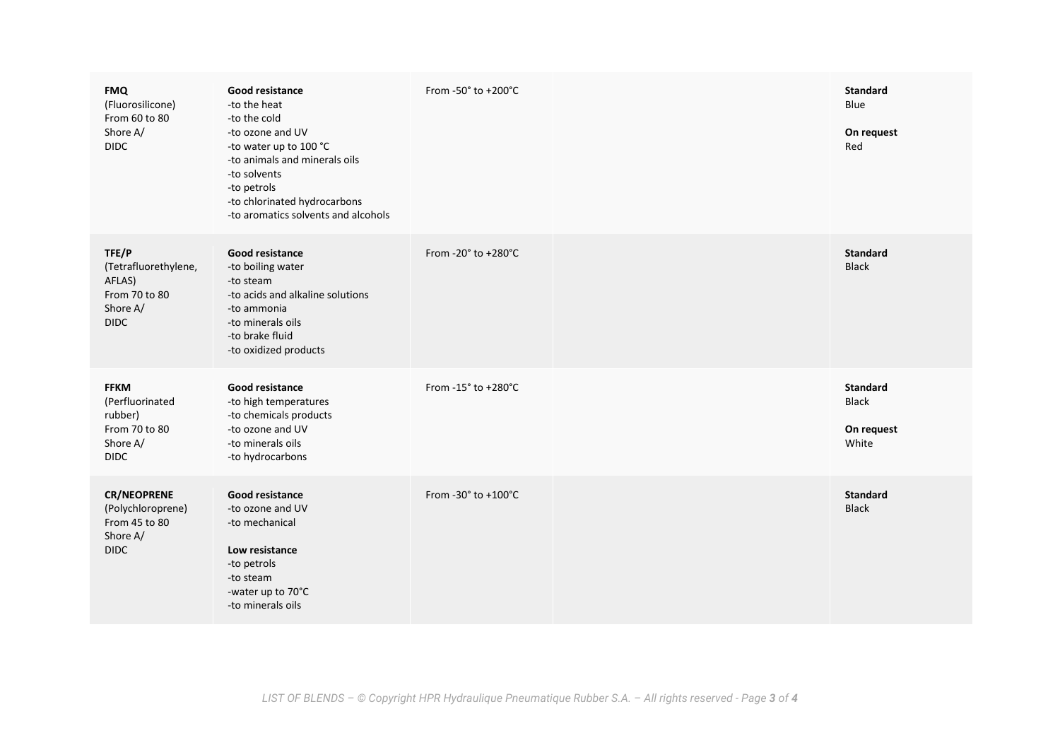| | | | | |
|---|---|---|---|---|
| **FMQ**<br>(Fluorosilicone)<br>From 60 to 80<br>Shore A/<br>DIDC | **Good resistance**<br>-to the heat<br>-to the cold<br>-to ozone and UV<br>-to water up to 100 °C<br>-to animals and minerals oils<br>-to solvents<br>-to petrols<br>-to chlorinated hydrocarbons<br>-to aromatics solvents and alcohols | From -50° to +200°C | | **Standard**<br>Blue<br><br>**On request**<br>Red |
| **TFE/P**<br>(Tetrafluorethylene,<br>AFLAS)<br>From 70 to 80<br>Shore A/<br>DIDC | **Good resistance**<br>-to boiling water<br>-to steam<br>-to acids and alkaline solutions<br>-to ammonia<br>-to minerals oils<br>-to brake fluid<br>-to oxidized products | From -20° to +280°C | | **Standard**<br>Black |
| **FFKM**<br>(Perfluorinated<br>rubber)<br>From 70 to 80<br>Shore A/<br>DIDC | **Good resistance**<br>-to high temperatures<br>-to chemicals products<br>-to ozone and UV<br>-to minerals oils<br>-to hydrocarbons | From -15° to +280°C | | **Standard**<br>Black<br><br>**On request**<br>White |
| **CR/NEOPRENE**<br>(Polychloroprene)<br>From 45 to 80<br>Shore A/<br>DIDC | **Good resistance**<br>-to ozone and UV<br>-to mechanical<br><br>**Low resistance**<br>-to petrols<br>-to steam<br>-water up to 70°C<br>-to minerals oils | From -30° to +100°C | | **Standard**<br>Black |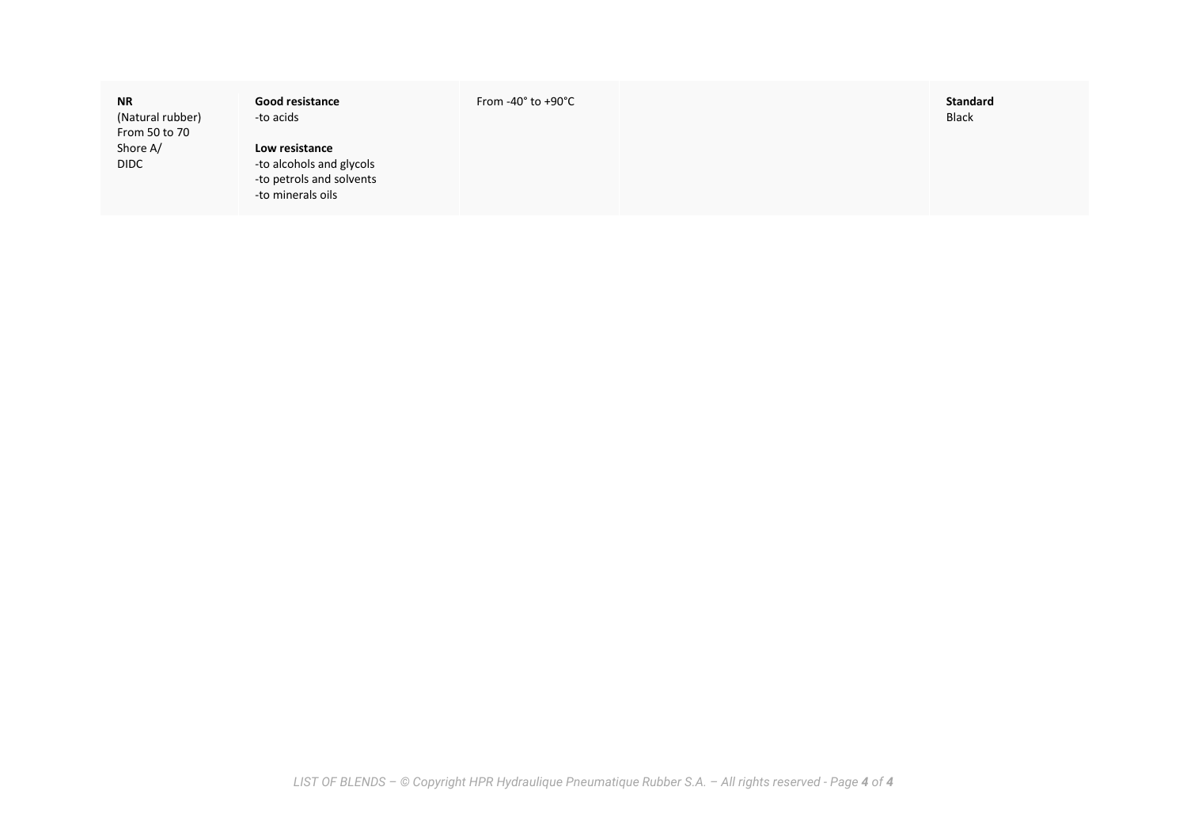| | | | | |
|---|---|---|---|---|
| **NR**<br>(Natural rubber)<br>From 50 to 70<br>Shore A/<br>DIDC | **Good resistance**<br>-to acids<br><br>**Low resistance**<br>-to alcohols and glycols<br>-to petrols and solvents<br>-to minerals oils | From -40° to +90°C | | **Standard**<br>Black |